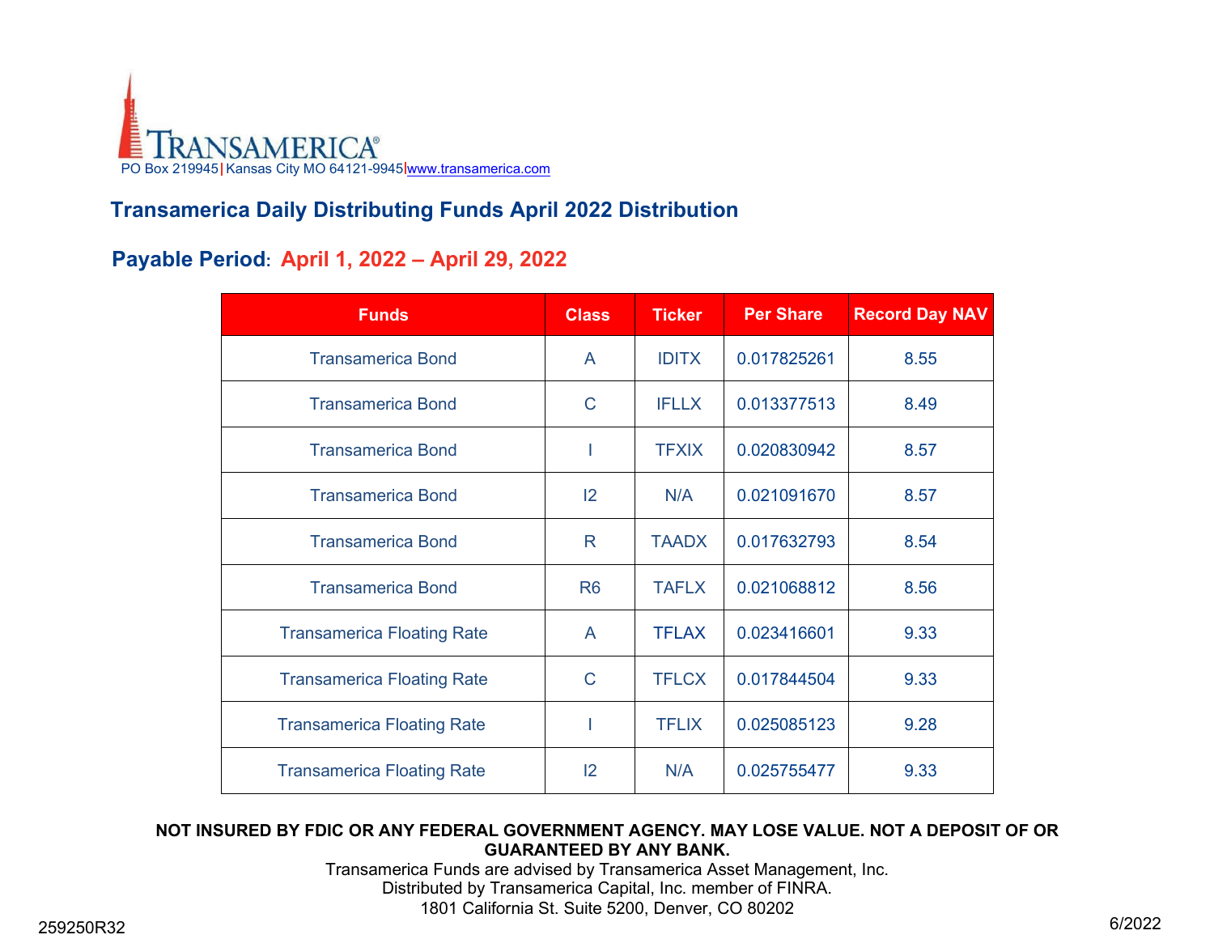TRANSAMERICA®

PO Box 219945 | Kansas City MO 64121-9945 | www.transamerica.com

## Transamerica Daily Distributing Funds April 2022 Distribution

### Payable Period: April 1, 2022 – April 29, 2022

| Funds | Class | Ticker | Per Share | Record Day NAV |
|---|---|---|---|---|
| Transamerica Bond | A | IDITX | 0.017825261 | 8.55 |
| Transamerica Bond | C | IFLLX | 0.013377513 | 8.49 |
| Transamerica Bond | I | TFXIX | 0.020830942 | 8.57 |
| Transamerica Bond | I2 | N/A | 0.021091670 | 8.57 |
| Transamerica Bond | R | TAADX | 0.017632793 | 8.54 |
| Transamerica Bond | R6 | TAFLX | 0.021068812 | 8.56 |
| Transamerica Floating Rate | A | TFLAX | 0.023416601 | 9.33 |
| Transamerica Floating Rate | C | TFLCX | 0.017844504 | 9.33 |
| Transamerica Floating Rate | I | TFLIX | 0.025085123 | 9.28 |
| Transamerica Floating Rate | I2 | N/A | 0.025755477 | 9.33 |

**NOT INSURED BY FDIC OR ANY FEDERAL GOVERNMENT AGENCY. MAY LOSE VALUE. NOT A DEPOSIT OF OR GUARANTEED BY ANY BANK.**

Transamerica Funds are advised by Transamerica Asset Management, Inc.
Distributed by Transamerica Capital, Inc. member of FINRA.
1801 California St. Suite 5200, Denver, CO 80202

259250R32

6/2022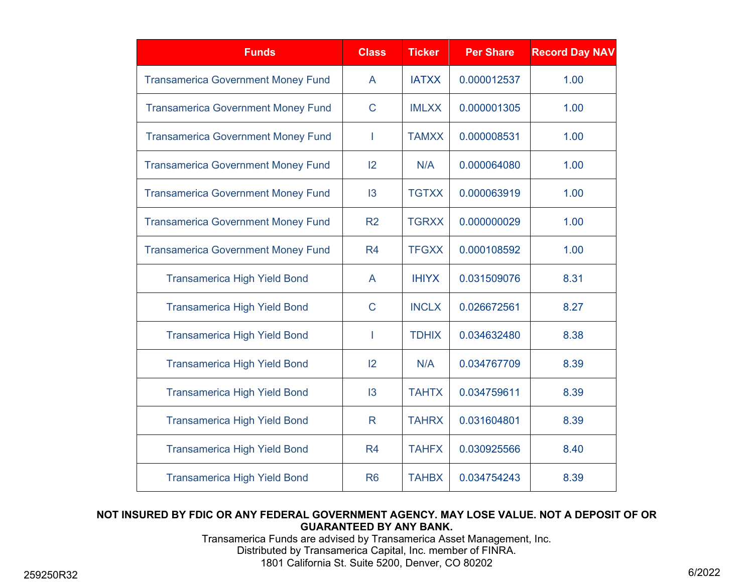| Funds | Class | Ticker | Per Share | Record Day NAV |
|---|---|---|---|---|
| Transamerica Government Money Fund | A | IATXX | 0.000012537 | 1.00 |
| Transamerica Government Money Fund | C | IMLXX | 0.000001305 | 1.00 |
| Transamerica Government Money Fund | I | TAMXX | 0.000008531 | 1.00 |
| Transamerica Government Money Fund | I2 | N/A | 0.000064080 | 1.00 |
| Transamerica Government Money Fund | I3 | TGTXX | 0.000063919 | 1.00 |
| Transamerica Government Money Fund | R2 | TGRXX | 0.000000029 | 1.00 |
| Transamerica Government Money Fund | R4 | TFGXX | 0.000108592 | 1.00 |
| Transamerica High Yield Bond | A | IHIYX | 0.031509076 | 8.31 |
| Transamerica High Yield Bond | C | INCLX | 0.026672561 | 8.27 |
| Transamerica High Yield Bond | I | TDHIX | 0.034632480 | 8.38 |
| Transamerica High Yield Bond | I2 | N/A | 0.034767709 | 8.39 |
| Transamerica High Yield Bond | I3 | TAHTX | 0.034759611 | 8.39 |
| Transamerica High Yield Bond | R | TAHRX | 0.031604801 | 8.39 |
| Transamerica High Yield Bond | R4 | TAHFX | 0.030925566 | 8.40 |
| Transamerica High Yield Bond | R6 | TAHBX | 0.034754243 | 8.39 |

**NOT INSURED BY FDIC OR ANY FEDERAL GOVERNMENT AGENCY. MAY LOSE VALUE. NOT A DEPOSIT OF OR GUARANTEED BY ANY BANK.**

Transamerica Funds are advised by Transamerica Asset Management, Inc.
Distributed by Transamerica Capital, Inc. member of FINRA.
1801 California St. Suite 5200, Denver, CO 80202

259250R32

6/2022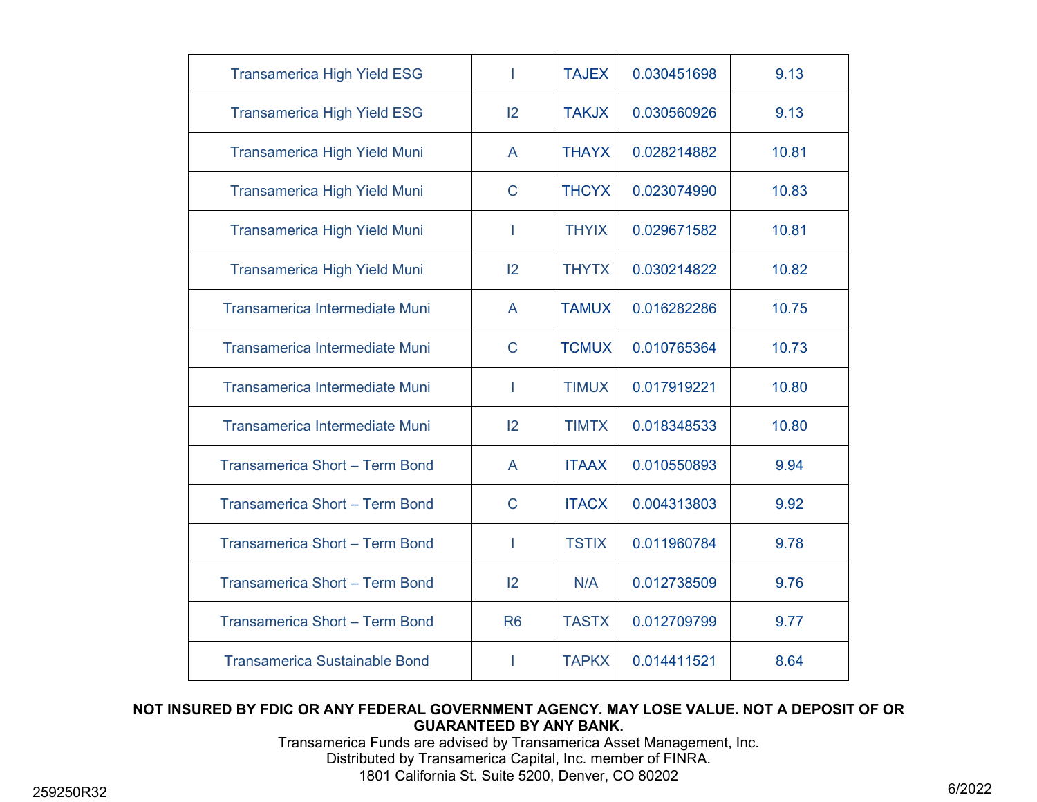| | | | | |
|---|---|---|---|---|
| Transamerica High Yield ESG | I | TAJEX | 0.030451698 | 9.13 |
| Transamerica High Yield ESG | I2 | TAKJX | 0.030560926 | 9.13 |
| Transamerica High Yield Muni | A | THAYX | 0.028214882 | 10.81 |
| Transamerica High Yield Muni | C | THCYX | 0.023074990 | 10.83 |
| Transamerica High Yield Muni | I | THYIX | 0.029671582 | 10.81 |
| Transamerica High Yield Muni | I2 | THYTX | 0.030214822 | 10.82 |
| Transamerica Intermediate Muni | A | TAMUX | 0.016282286 | 10.75 |
| Transamerica Intermediate Muni | C | TCMUX | 0.010765364 | 10.73 |
| Transamerica Intermediate Muni | I | TIMUX | 0.017919221 | 10.80 |
| Transamerica Intermediate Muni | I2 | TIMTX | 0.018348533 | 10.80 |
| Transamerica Short – Term Bond | A | ITAAX | 0.010550893 | 9.94 |
| Transamerica Short – Term Bond | C | ITACX | 0.004313803 | 9.92 |
| Transamerica Short – Term Bond | I | TSTIX | 0.011960784 | 9.78 |
| Transamerica Short – Term Bond | I2 | N/A | 0.012738509 | 9.76 |
| Transamerica Short – Term Bond | R6 | TASTX | 0.012709799 | 9.77 |
| Transamerica Sustainable Bond | I | TAPKX | 0.014411521 | 8.64 |

**NOT INSURED BY FDIC OR ANY FEDERAL GOVERNMENT AGENCY. MAY LOSE VALUE. NOT A DEPOSIT OF OR GUARANTEED BY ANY BANK.**

Transamerica Funds are advised by Transamerica Asset Management, Inc.
Distributed by Transamerica Capital, Inc. member of FINRA.
1801 California St. Suite 5200, Denver, CO 80202

259250R32

6/2022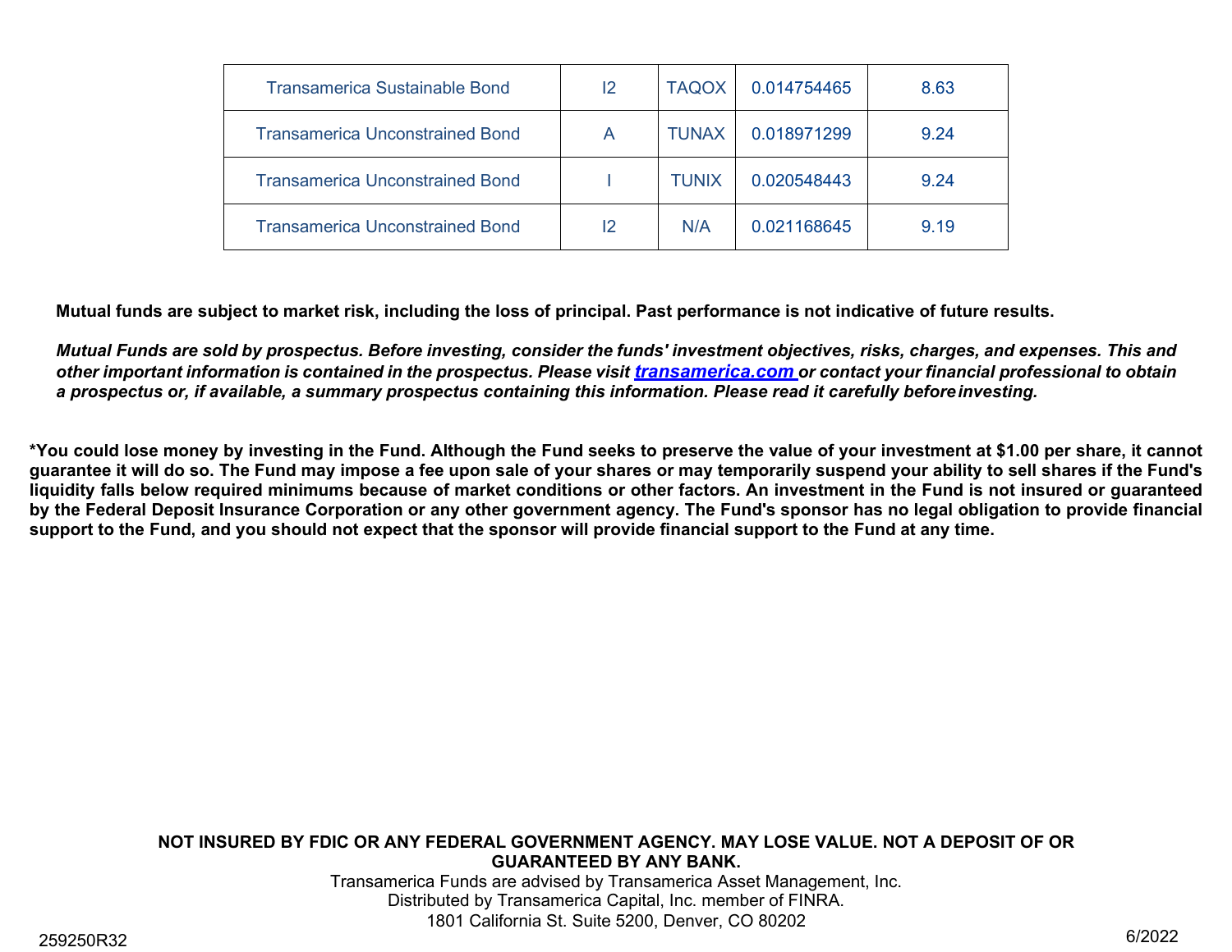| | | | | |
|---|---|---|---|---|
| Transamerica Sustainable Bond | I2 | TAQOX | 0.014754465 | 8.63 |
| Transamerica Unconstrained Bond | A | TUNAX | 0.018971299 | 9.24 |
| Transamerica Unconstrained Bond | I | TUNIX | 0.020548443 | 9.24 |
| Transamerica Unconstrained Bond | I2 | N/A | 0.021168645 | 9.19 |

**Mutual funds are subject to market risk, including the loss of principal. Past performance is not indicative of future results.**

***Mutual Funds are sold by prospectus. Before investing, consider the funds' investment objectives, risks, charges, and expenses. This and other important information is contained in the prospectus. Please visit [transamerica.com](transamerica.com) or contact your financial professional to obtain a prospectus or, if available, a summary prospectus containing this information. Please read it carefully before investing.***

**\*You could lose money by investing in the Fund. Although the Fund seeks to preserve the value of your investment at $1.00 per share, it cannot guarantee it will do so. The Fund may impose a fee upon sale of your shares or may temporarily suspend your ability to sell shares if the Fund's liquidity falls below required minimums because of market conditions or other factors. An investment in the Fund is not insured or guaranteed by the Federal Deposit Insurance Corporation or any other government agency. The Fund's sponsor has no legal obligation to provide financial support to the Fund, and you should not expect that the sponsor will provide financial support to the Fund at any time.**

**NOT INSURED BY FDIC OR ANY FEDERAL GOVERNMENT AGENCY. MAY LOSE VALUE. NOT A DEPOSIT OF OR GUARANTEED BY ANY BANK.**

Transamerica Funds are advised by Transamerica Asset Management, Inc.
Distributed by Transamerica Capital, Inc. member of FINRA.
1801 California St. Suite 5200, Denver, CO 80202

259250R32

6/2022